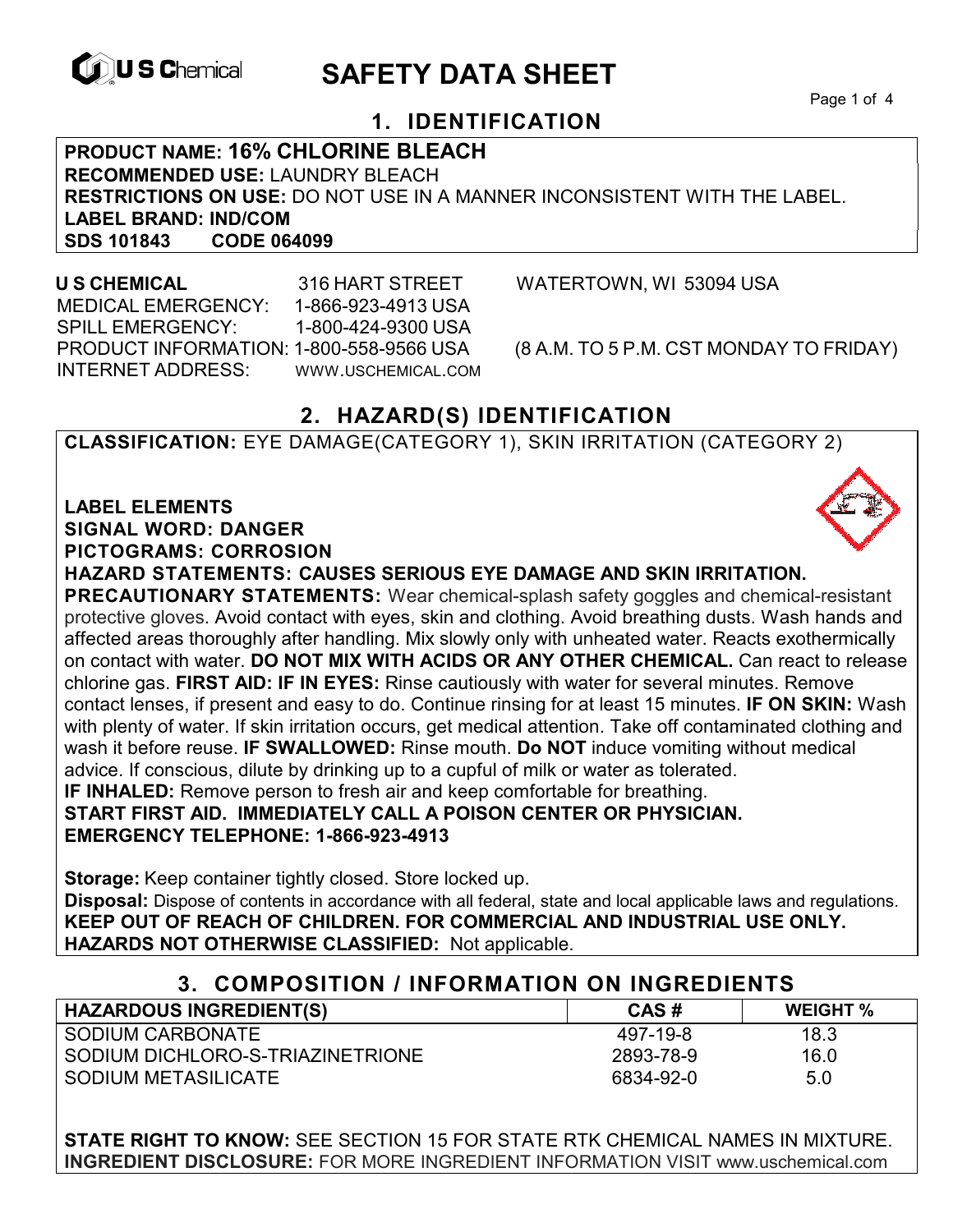# SAFETY DATA SHEET

## 1. IDENTIFICATION

**PRODUCT NAME: 16% CHLORINE BLEACH**
**RECOMMENDED USE:** LAUNDRY BLEACH
**RESTRICTIONS ON USE:** DO NOT USE IN A MANNER INCONSISTENT WITH THE LABEL.
**LABEL BRAND: IND/COM**
**SDS 101843 CODE 064099**

**U S CHEMICAL** 316 HART STREET WATERTOWN, WI 53094 USA
MEDICAL EMERGENCY: 1-866-923-4913 USA
SPILL EMERGENCY: 1-800-424-9300 USA
PRODUCT INFORMATION: 1-800-558-9566 USA (8 A.M. TO 5 P.M. CST MONDAY TO FRIDAY)
INTERNET ADDRESS: WWW.USCHEMICAL.COM

## 2. HAZARD(S) IDENTIFICATION

**CLASSIFICATION:** EYE DAMAGE(CATEGORY 1), SKIN IRRITATION (CATEGORY 2)

**LABEL ELEMENTS**
**SIGNAL WORD: DANGER**
**PICTOGRAMS: CORROSION**
**HAZARD STATEMENTS: CAUSES SERIOUS EYE DAMAGE AND SKIN IRRITATION.**
**PRECAUTIONARY STATEMENTS:** Wear chemical-splash safety goggles and chemical-resistant protective gloves. Avoid contact with eyes, skin and clothing. Avoid breathing dusts. Wash hands and affected areas thoroughly after handling. Mix slowly only with unheated water. Reacts exothermically on contact with water. **DO NOT MIX WITH ACIDS OR ANY OTHER CHEMICAL.** Can react to release chlorine gas. **FIRST AID: IF IN EYES:** Rinse cautiously with water for several minutes. Remove contact lenses, if present and easy to do. Continue rinsing for at least 15 minutes. **IF ON SKIN:** Wash with plenty of water. If skin irritation occurs, get medical attention. Take off contaminated clothing and wash it before reuse. **IF SWALLOWED:** Rinse mouth. **Do NOT** induce vomiting without medical advice. If conscious, dilute by drinking up to a cupful of milk or water as tolerated.
**IF INHALED:** Remove person to fresh air and keep comfortable for breathing.
**START FIRST AID. IMMEDIATELY CALL A POISON CENTER OR PHYSICIAN.**
**EMERGENCY TELEPHONE: 1-866-923-4913**

**Storage:** Keep container tightly closed. Store locked up.
**Disposal:** Dispose of contents in accordance with all federal, state and local applicable laws and regulations.
**KEEP OUT OF REACH OF CHILDREN. FOR COMMERCIAL AND INDUSTRIAL USE ONLY.**
**HAZARDS NOT OTHERWISE CLASSIFIED:** Not applicable.

## 3. COMPOSITION / INFORMATION ON INGREDIENTS

| HAZARDOUS INGREDIENT(S) | CAS # | WEIGHT % |
|---|---|---|
| SODIUM CARBONATE | 497-19-8 | 18.3 |
| SODIUM DICHLORO-S-TRIAZINETRIONE | 2893-78-9 | 16.0 |
| SODIUM METASILICATE | 6834-92-0 | 5.0 |

**STATE RIGHT TO KNOW:** SEE SECTION 15 FOR STATE RTK CHEMICAL NAMES IN MIXTURE.
**INGREDIENT DISCLOSURE:** FOR MORE INGREDIENT INFORMATION VISIT www.uschemical.com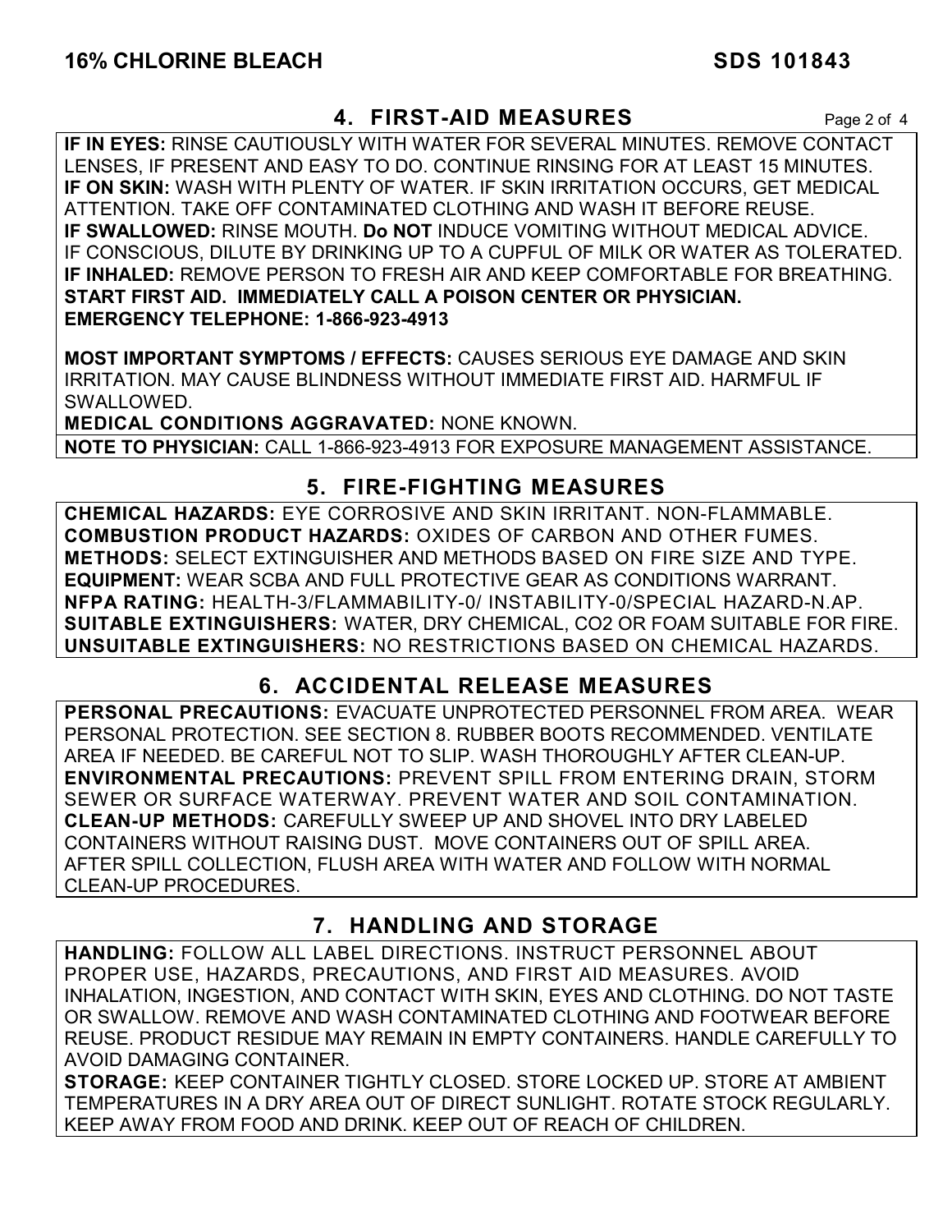## 4. FIRST-AID MEASURES

**IF IN EYES:** RINSE CAUTIOUSLY WITH WATER FOR SEVERAL MINUTES. REMOVE CONTACT LENSES, IF PRESENT AND EASY TO DO. CONTINUE RINSING FOR AT LEAST 15 MINUTES.
**IF ON SKIN:** WASH WITH PLENTY OF WATER. IF SKIN IRRITATION OCCURS, GET MEDICAL ATTENTION. TAKE OFF CONTAMINATED CLOTHING AND WASH IT BEFORE REUSE.
**IF SWALLOWED:** RINSE MOUTH. **Do NOT** INDUCE VOMITING WITHOUT MEDICAL ADVICE. IF CONSCIOUS, DILUTE BY DRINKING UP TO A CUPFUL OF MILK OR WATER AS TOLERATED.
**IF INHALED:** REMOVE PERSON TO FRESH AIR AND KEEP COMFORTABLE FOR BREATHING.
**START FIRST AID. IMMEDIATELY CALL A POISON CENTER OR PHYSICIAN.**
**EMERGENCY TELEPHONE: 1-866-923-4913**

**MOST IMPORTANT SYMPTOMS / EFFECTS:** CAUSES SERIOUS EYE DAMAGE AND SKIN IRRITATION. MAY CAUSE BLINDNESS WITHOUT IMMEDIATE FIRST AID. HARMFUL IF SWALLOWED.
**MEDICAL CONDITIONS AGGRAVATED:** NONE KNOWN.
**NOTE TO PHYSICIAN:** CALL 1-866-923-4913 FOR EXPOSURE MANAGEMENT ASSISTANCE.

## 5. FIRE-FIGHTING MEASURES

**CHEMICAL HAZARDS:** EYE CORROSIVE AND SKIN IRRITANT. NON-FLAMMABLE.
**COMBUSTION PRODUCT HAZARDS:** OXIDES OF CARBON AND OTHER FUMES.
**METHODS:** SELECT EXTINGUISHER AND METHODS BASED ON FIRE SIZE AND TYPE.
**EQUIPMENT:** WEAR SCBA AND FULL PROTECTIVE GEAR AS CONDITIONS WARRANT.
**NFPA RATING:** HEALTH-3/FLAMMABILITY-0/ INSTABILITY-0/SPECIAL HAZARD-N.AP.
**SUITABLE EXTINGUISHERS:** WATER, DRY CHEMICAL, CO2 OR FOAM SUITABLE FOR FIRE.
**UNSUITABLE EXTINGUISHERS:** NO RESTRICTIONS BASED ON CHEMICAL HAZARDS.

## 6. ACCIDENTAL RELEASE MEASURES

**PERSONAL PRECAUTIONS:** EVACUATE UNPROTECTED PERSONNEL FROM AREA. WEAR PERSONAL PROTECTION. SEE SECTION 8. RUBBER BOOTS RECOMMENDED. VENTILATE AREA IF NEEDED. BE CAREFUL NOT TO SLIP. WASH THOROUGHLY AFTER CLEAN-UP.
**ENVIRONMENTAL PRECAUTIONS:** PREVENT SPILL FROM ENTERING DRAIN, STORM SEWER OR SURFACE WATERWAY. PREVENT WATER AND SOIL CONTAMINATION.
**CLEAN-UP METHODS:** CAREFULLY SWEEP UP AND SHOVEL INTO DRY LABELED CONTAINERS WITHOUT RAISING DUST. MOVE CONTAINERS OUT OF SPILL AREA. AFTER SPILL COLLECTION, FLUSH AREA WITH WATER AND FOLLOW WITH NORMAL CLEAN-UP PROCEDURES.

## 7. HANDLING AND STORAGE

**HANDLING:** FOLLOW ALL LABEL DIRECTIONS. INSTRUCT PERSONNEL ABOUT PROPER USE, HAZARDS, PRECAUTIONS, AND FIRST AID MEASURES. AVOID INHALATION, INGESTION, AND CONTACT WITH SKIN, EYES AND CLOTHING. DO NOT TASTE OR SWALLOW. REMOVE AND WASH CONTAMINATED CLOTHING AND FOOTWEAR BEFORE REUSE. PRODUCT RESIDUE MAY REMAIN IN EMPTY CONTAINERS. HANDLE CAREFULLY TO AVOID DAMAGING CONTAINER.
**STORAGE:** KEEP CONTAINER TIGHTLY CLOSED. STORE LOCKED UP. STORE AT AMBIENT TEMPERATURES IN A DRY AREA OUT OF DIRECT SUNLIGHT. ROTATE STOCK REGULARLY. KEEP AWAY FROM FOOD AND DRINK. KEEP OUT OF REACH OF CHILDREN.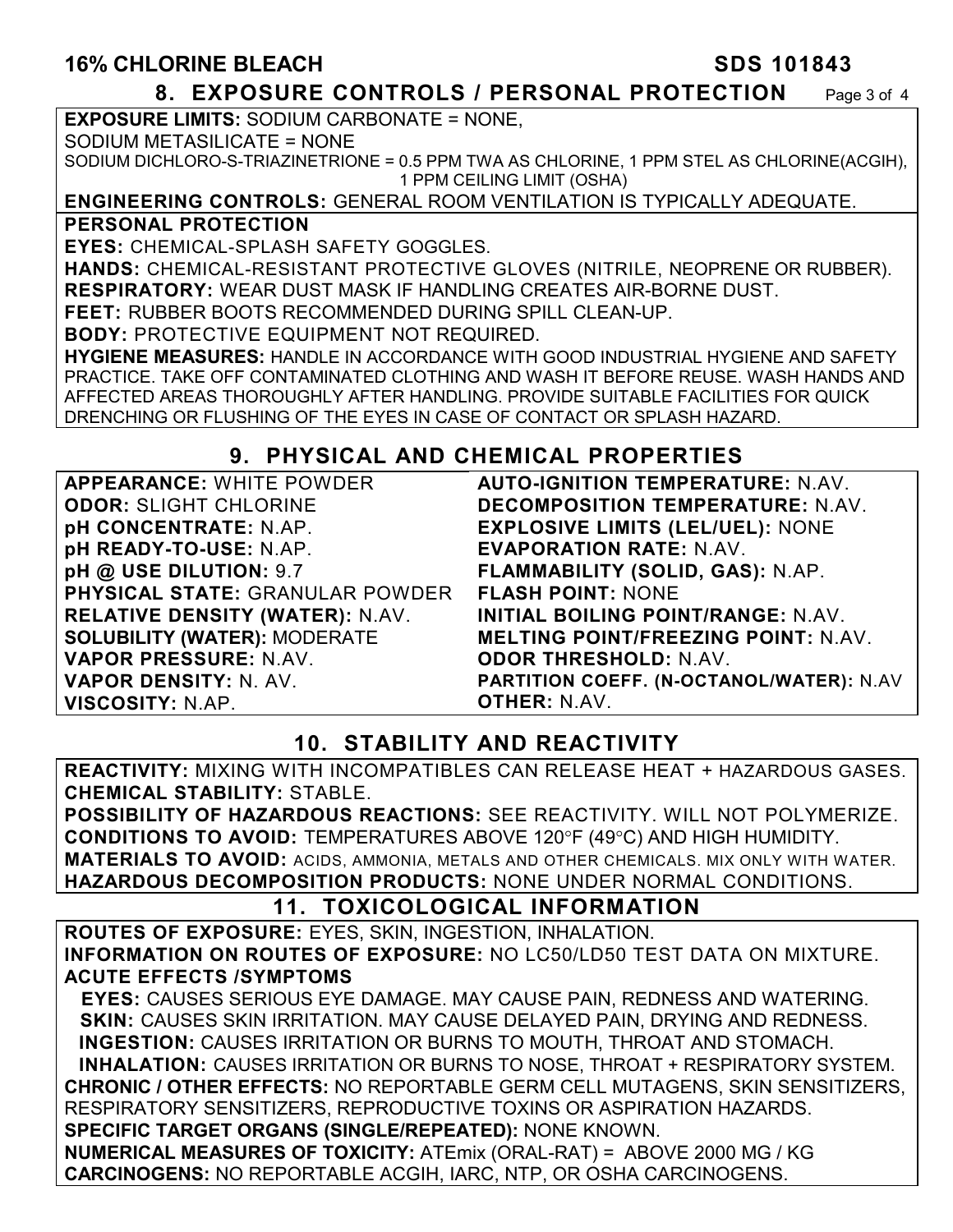## 8. EXPOSURE CONTROLS / PERSONAL PROTECTION

**EXPOSURE LIMITS:** SODIUM CARBONATE = NONE,
SODIUM METASILICATE = NONE
SODIUM DICHLORO-S-TRIAZINETRIONE = 0.5 PPM TWA AS CHLORINE, 1 PPM STEL AS CHLORINE(ACGIH), 1 PPM CEILING LIMIT (OSHA)

**ENGINEERING CONTROLS:** GENERAL ROOM VENTILATION IS TYPICALLY ADEQUATE.

**PERSONAL PROTECTION**

**EYES:** CHEMICAL-SPLASH SAFETY GOGGLES.

**HANDS:** CHEMICAL-RESISTANT PROTECTIVE GLOVES (NITRILE, NEOPRENE OR RUBBER).

**RESPIRATORY:** WEAR DUST MASK IF HANDLING CREATES AIR-BORNE DUST.

**FEET:** RUBBER BOOTS RECOMMENDED DURING SPILL CLEAN-UP.

**BODY:** PROTECTIVE EQUIPMENT NOT REQUIRED.

**HYGIENE MEASURES:** HANDLE IN ACCORDANCE WITH GOOD INDUSTRIAL HYGIENE AND SAFETY PRACTICE. TAKE OFF CONTAMINATED CLOTHING AND WASH IT BEFORE REUSE. WASH HANDS AND AFFECTED AREAS THOROUGHLY AFTER HANDLING. PROVIDE SUITABLE FACILITIES FOR QUICK DRENCHING OR FLUSHING OF THE EYES IN CASE OF CONTACT OR SPLASH HAZARD.

## 9. PHYSICAL AND CHEMICAL PROPERTIES

| | |
|---|---|
| **APPEARANCE:** WHITE POWDER | **AUTO-IGNITION TEMPERATURE:** N.AV. |
| **ODOR:** SLIGHT CHLORINE | **DECOMPOSITION TEMPERATURE:** N.AV. |
| **pH CONCENTRATE:** N.AP. | **EXPLOSIVE LIMITS (LEL/UEL):** NONE |
| **pH READY-TO-USE:** N.AP. | **EVAPORATION RATE:** N.AV. |
| **pH @ USE DILUTION:** 9.7 | **FLAMMABILITY (SOLID, GAS):** N.AP. |
| **PHYSICAL STATE:** GRANULAR POWDER | **FLASH POINT:** NONE |
| **RELATIVE DENSITY (WATER):** N.AV. | **INITIAL BOILING POINT/RANGE:** N.AV. |
| **SOLUBILITY (WATER):** MODERATE | **MELTING POINT/FREEZING POINT:** N.AV. |
| **VAPOR PRESSURE:** N.AV. | **ODOR THRESHOLD:** N.AV. |
| **VAPOR DENSITY:** N. AV. | **PARTITION COEFF. (N-OCTANOL/WATER):** N.AV |
| **VISCOSITY:** N.AP. | **OTHER:** N.AV. |

## 10. STABILITY AND REACTIVITY

**REACTIVITY:** MIXING WITH INCOMPATIBLES CAN RELEASE HEAT + HAZARDOUS GASES.

**CHEMICAL STABILITY:** STABLE.

**POSSIBILITY OF HAZARDOUS REACTIONS:** SEE REACTIVITY. WILL NOT POLYMERIZE.

**CONDITIONS TO AVOID:** TEMPERATURES ABOVE 120°F (49°C) AND HIGH HUMIDITY.

**MATERIALS TO AVOID:** ACIDS, AMMONIA, METALS AND OTHER CHEMICALS. MIX ONLY WITH WATER.

**HAZARDOUS DECOMPOSITION PRODUCTS:** NONE UNDER NORMAL CONDITIONS.

## 11. TOXICOLOGICAL INFORMATION

**ROUTES OF EXPOSURE:** EYES, SKIN, INGESTION, INHALATION.

**INFORMATION ON ROUTES OF EXPOSURE:** NO LC50/LD50 TEST DATA ON MIXTURE.

**ACUTE EFFECTS /SYMPTOMS**

- **EYES:** CAUSES SERIOUS EYE DAMAGE. MAY CAUSE PAIN, REDNESS AND WATERING.
- **SKIN:** CAUSES SKIN IRRITATION. MAY CAUSE DELAYED PAIN, DRYING AND REDNESS.
- **INGESTION:** CAUSES IRRITATION OR BURNS TO MOUTH, THROAT AND STOMACH.
- **INHALATION:** CAUSES IRRITATION OR BURNS TO NOSE, THROAT + RESPIRATORY SYSTEM.

**CHRONIC / OTHER EFFECTS:** NO REPORTABLE GERM CELL MUTAGENS, SKIN SENSITIZERS, RESPIRATORY SENSITIZERS, REPRODUCTIVE TOXINS OR ASPIRATION HAZARDS.

**SPECIFIC TARGET ORGANS (SINGLE/REPEATED):** NONE KNOWN.

**NUMERICAL MEASURES OF TOXICITY:** ATEmix (ORAL-RAT) = ABOVE 2000 MG / KG

**CARCINOGENS:** NO REPORTABLE ACGIH, IARC, NTP, OR OSHA CARCINOGENS.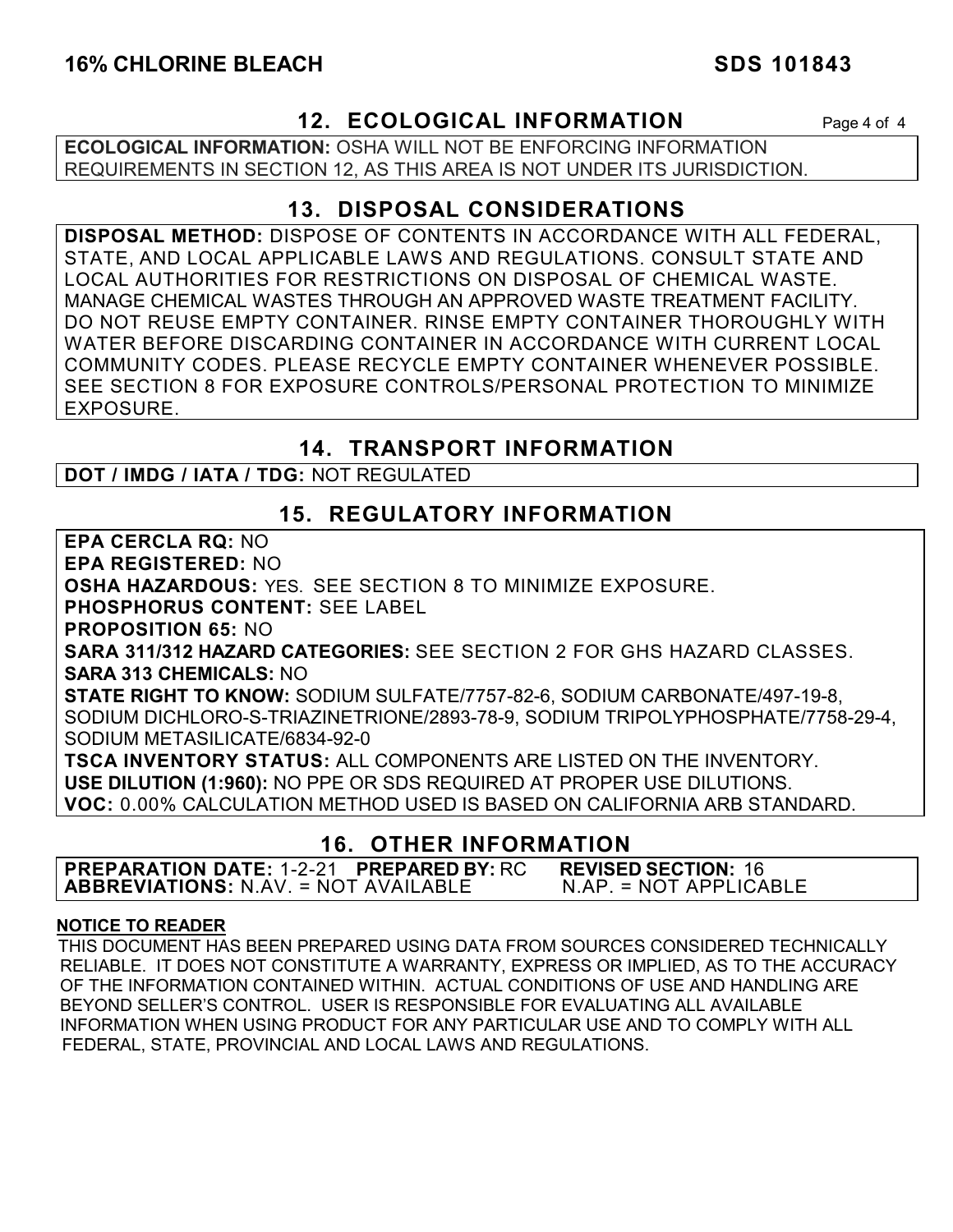## 12. ECOLOGICAL INFORMATION

**ECOLOGICAL INFORMATION:** OSHA WILL NOT BE ENFORCING INFORMATION REQUIREMENTS IN SECTION 12, AS THIS AREA IS NOT UNDER ITS JURISDICTION.

## 13. DISPOSAL CONSIDERATIONS

**DISPOSAL METHOD:** DISPOSE OF CONTENTS IN ACCORDANCE WITH ALL FEDERAL, STATE, AND LOCAL APPLICABLE LAWS AND REGULATIONS. CONSULT STATE AND LOCAL AUTHORITIES FOR RESTRICTIONS ON DISPOSAL OF CHEMICAL WASTE. MANAGE CHEMICAL WASTES THROUGH AN APPROVED WASTE TREATMENT FACILITY. DO NOT REUSE EMPTY CONTAINER. RINSE EMPTY CONTAINER THOROUGHLY WITH WATER BEFORE DISCARDING CONTAINER IN ACCORDANCE WITH CURRENT LOCAL COMMUNITY CODES. PLEASE RECYCLE EMPTY CONTAINER WHENEVER POSSIBLE. SEE SECTION 8 FOR EXPOSURE CONTROLS/PERSONAL PROTECTION TO MINIMIZE EXPOSURE.

## 14. TRANSPORT INFORMATION

**DOT / IMDG / IATA / TDG:** NOT REGULATED

## 15. REGULATORY INFORMATION

**EPA CERCLA RQ:** NO
**EPA REGISTERED:** NO
**OSHA HAZARDOUS:** YES. SEE SECTION 8 TO MINIMIZE EXPOSURE.
**PHOSPHORUS CONTENT:** SEE LABEL
**PROPOSITION 65:** NO
**SARA 311/312 HAZARD CATEGORIES:** SEE SECTION 2 FOR GHS HAZARD CLASSES.
**SARA 313 CHEMICALS:** NO
**STATE RIGHT TO KNOW:** SODIUM SULFATE/7757-82-6, SODIUM CARBONATE/497-19-8, SODIUM DICHLORO-S-TRIAZINETRIONE/2893-78-9, SODIUM TRIPOLYPHOSPHATE/7758-29-4, SODIUM METASILICATE/6834-92-0
**TSCA INVENTORY STATUS:** ALL COMPONENTS ARE LISTED ON THE INVENTORY.
**USE DILUTION (1:960):** NO PPE OR SDS REQUIRED AT PROPER USE DILUTIONS.
**VOC:** 0.00% CALCULATION METHOD USED IS BASED ON CALIFORNIA ARB STANDARD.

## 16. OTHER INFORMATION

**PREPARATION DATE:** 1-2-21 **PREPARED BY:** RC **REVISED SECTION:** 16
**ABBREVIATIONS:** N.AV. = NOT AVAILABLE N.AP. = NOT APPLICABLE

**NOTICE TO READER**

THIS DOCUMENT HAS BEEN PREPARED USING DATA FROM SOURCES CONSIDERED TECHNICALLY RELIABLE. IT DOES NOT CONSTITUTE A WARRANTY, EXPRESS OR IMPLIED, AS TO THE ACCURACY OF THE INFORMATION CONTAINED WITHIN. ACTUAL CONDITIONS OF USE AND HANDLING ARE BEYOND SELLER'S CONTROL. USER IS RESPONSIBLE FOR EVALUATING ALL AVAILABLE INFORMATION WHEN USING PRODUCT FOR ANY PARTICULAR USE AND TO COMPLY WITH ALL FEDERAL, STATE, PROVINCIAL AND LOCAL LAWS AND REGULATIONS.